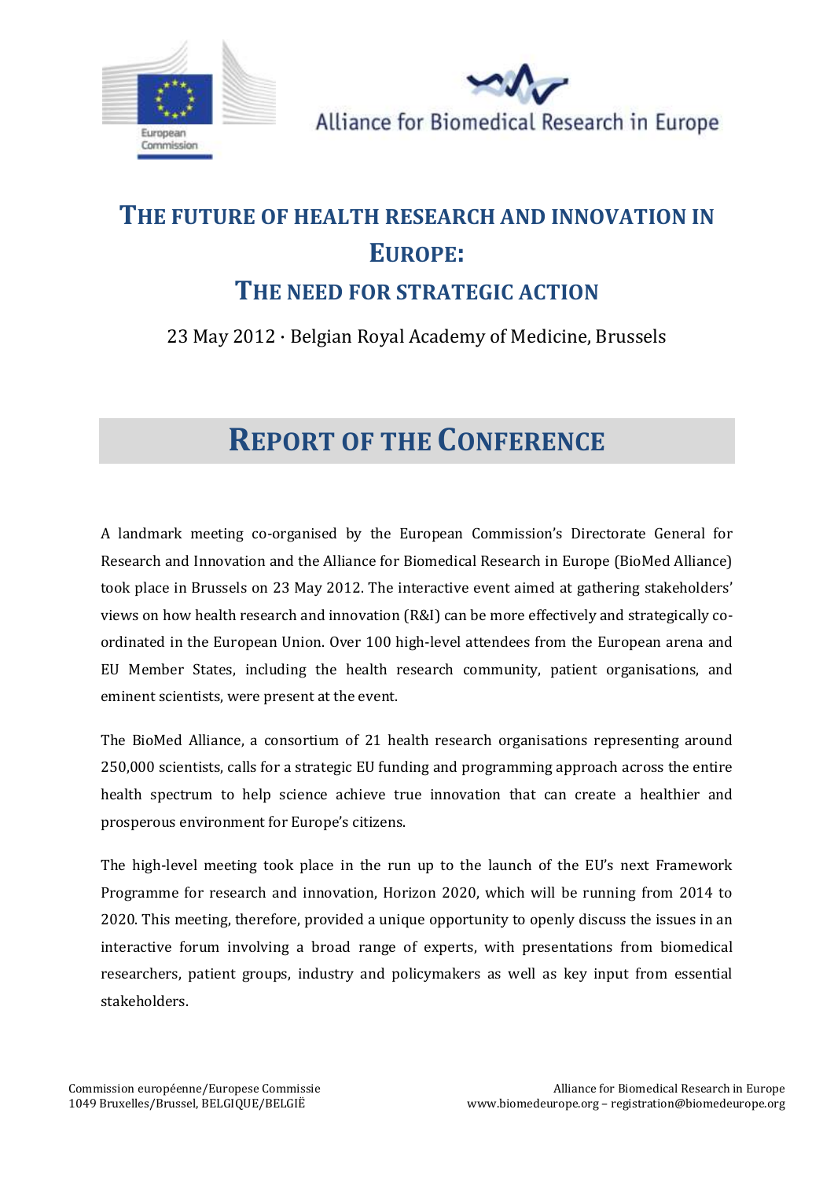Alliance for Biomedical Research in Europe

# THE FUTURE OF HEALTH RESEARCH AND INNOVATION IN EUROPE: THE NEED FOR STRATEGIC ACTION

23 May 2012 · Belgian Royal Academy of Medicine, Brussels

## REPORT OF THE CONFERENCE

A landmark meeting co-organised by the European Commission's Directorate General for Research and Innovation and the Alliance for Biomedical Research in Europe (BioMed Alliance) took place in Brussels on 23 May 2012. The interactive event aimed at gathering stakeholders' views on how health research and innovation (R&I) can be more effectively and strategically co-ordinated in the European Union. Over 100 high-level attendees from the European arena and EU Member States, including the health research community, patient organisations, and eminent scientists, were present at the event.

The BioMed Alliance, a consortium of 21 health research organisations representing around 250,000 scientists, calls for a strategic EU funding and programming approach across the entire health spectrum to help science achieve true innovation that can create a healthier and prosperous environment for Europe's citizens.

The high-level meeting took place in the run up to the launch of the EU's next Framework Programme for research and innovation, Horizon 2020, which will be running from 2014 to 2020. This meeting, therefore, provided a unique opportunity to openly discuss the issues in an interactive forum involving a broad range of experts, with presentations from biomedical researchers, patient groups, industry and policymakers as well as key input from essential stakeholders.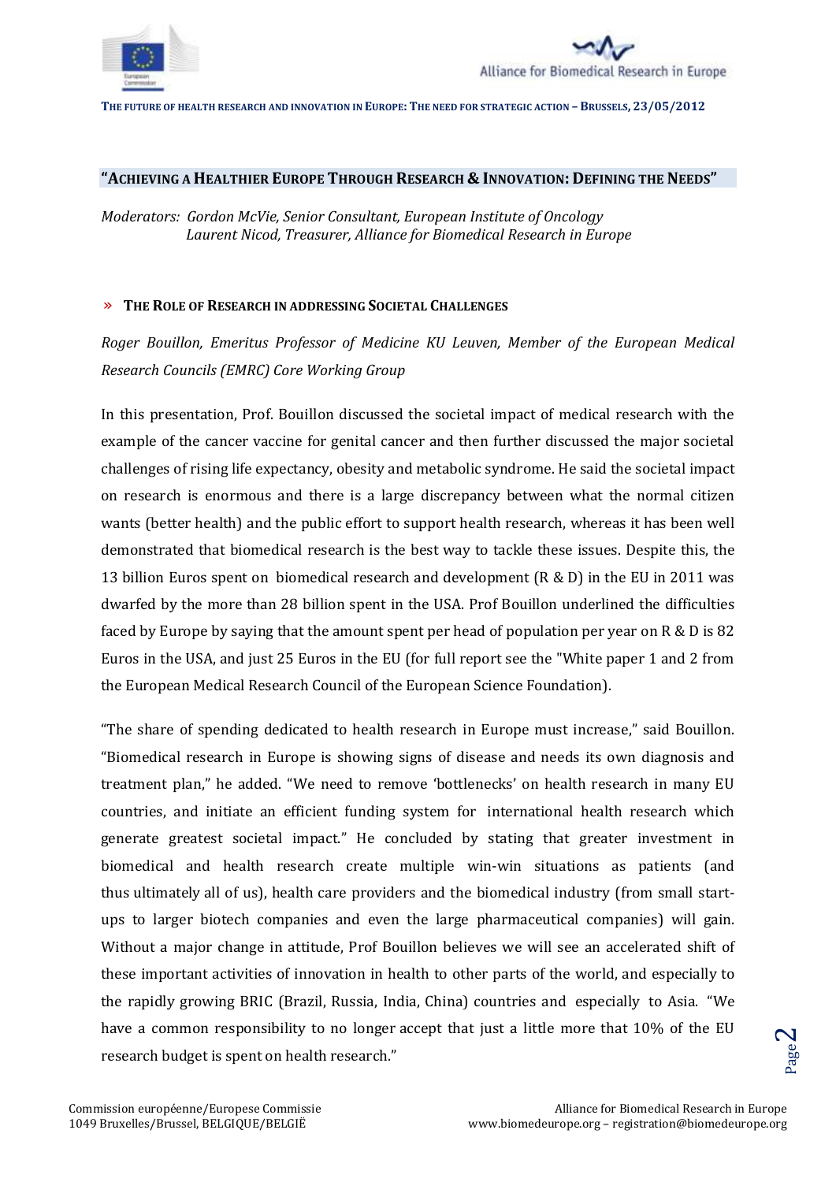## "ACHIEVING A HEALTHIER EUROPE THROUGH RESEARCH & INNOVATION: DEFINING THE NEEDS"

*Moderators: Gordon McVie, Senior Consultant, European Institute of Oncology*
*Laurent Nicod, Treasurer, Alliance for Biomedical Research in Europe*

### » THE ROLE OF RESEARCH IN ADDRESSING SOCIETAL CHALLENGES

*Roger Bouillon, Emeritus Professor of Medicine KU Leuven, Member of the European Medical Research Councils (EMRC) Core Working Group*

In this presentation, Prof. Bouillon discussed the societal impact of medical research with the example of the cancer vaccine for genital cancer and then further discussed the major societal challenges of rising life expectancy, obesity and metabolic syndrome. He said the societal impact on research is enormous and there is a large discrepancy between what the normal citizen wants (better health) and the public effort to support health research, whereas it has been well demonstrated that biomedical research is the best way to tackle these issues. Despite this, the 13 billion Euros spent on biomedical research and development (R & D) in the EU in 2011 was dwarfed by the more than 28 billion spent in the USA. Prof Bouillon underlined the difficulties faced by Europe by saying that the amount spent per head of population per year on R & D is 82 Euros in the USA, and just 25 Euros in the EU (for full report see the "White paper 1 and 2 from the European Medical Research Council of the European Science Foundation).

"The share of spending dedicated to health research in Europe must increase," said Bouillon. "Biomedical research in Europe is showing signs of disease and needs its own diagnosis and treatment plan," he added. "We need to remove 'bottlenecks' on health research in many EU countries, and initiate an efficient funding system for international health research which generate greatest societal impact." He concluded by stating that greater investment in biomedical and health research create multiple win-win situations as patients (and thus ultimately all of us), health care providers and the biomedical industry (from small start-ups to larger biotech companies and even the large pharmaceutical companies) will gain. Without a major change in attitude, Prof Bouillon believes we will see an accelerated shift of these important activities of innovation in health to other parts of the world, and especially to the rapidly growing BRIC (Brazil, Russia, India, China) countries and especially to Asia. "We have a common responsibility to no longer accept that just a little more that 10% of the EU research budget is spent on health research."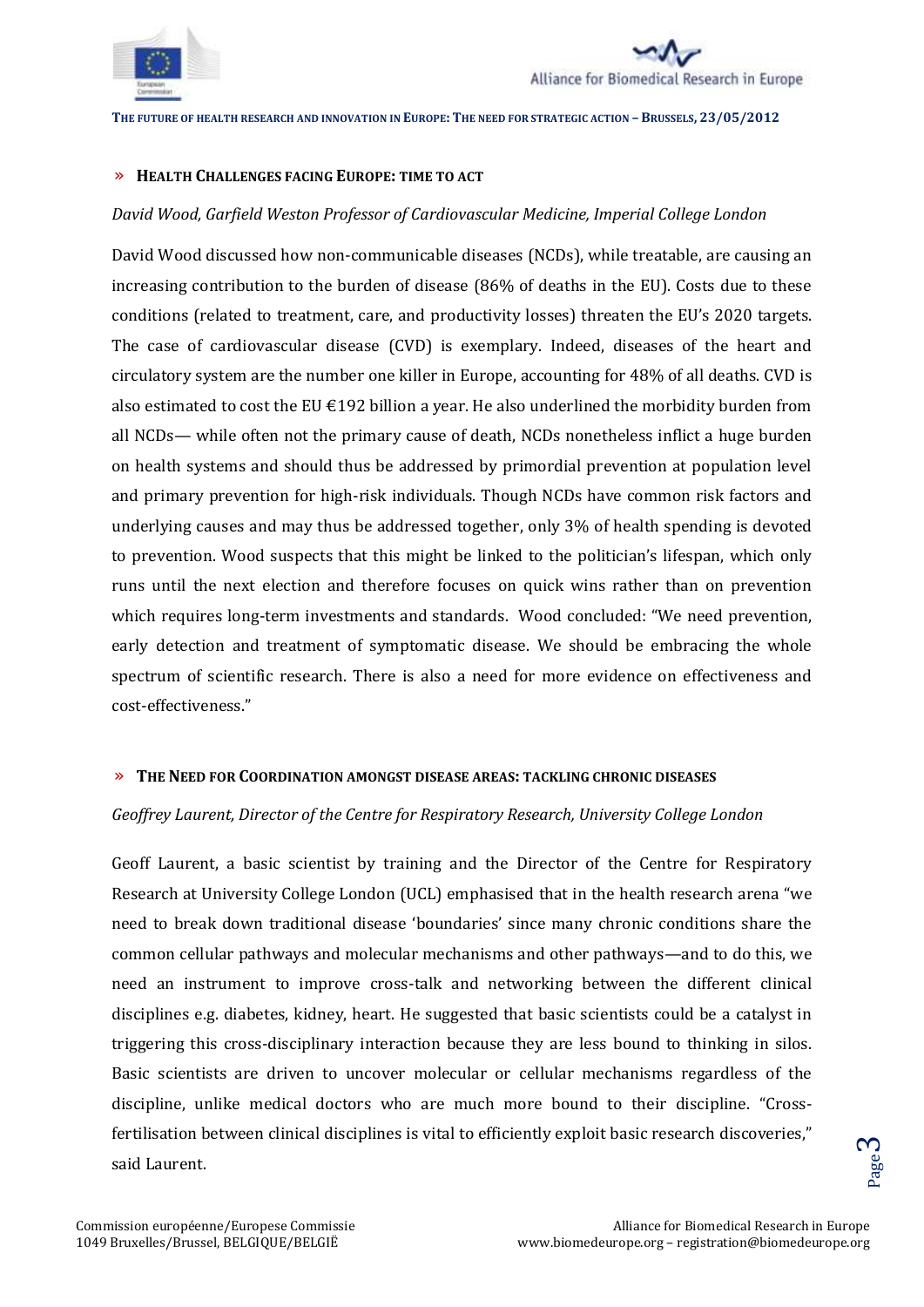## » HEALTH CHALLENGES FACING EUROPE: TIME TO ACT

*David Wood, Garfield Weston Professor of Cardiovascular Medicine, Imperial College London*

David Wood discussed how non-communicable diseases (NCDs), while treatable, are causing an increasing contribution to the burden of disease (86% of deaths in the EU). Costs due to these conditions (related to treatment, care, and productivity losses) threaten the EU's 2020 targets. The case of cardiovascular disease (CVD) is exemplary. Indeed, diseases of the heart and circulatory system are the number one killer in Europe, accounting for 48% of all deaths. CVD is also estimated to cost the EU €192 billion a year. He also underlined the morbidity burden from all NCDs— while often not the primary cause of death, NCDs nonetheless inflict a huge burden on health systems and should thus be addressed by primordial prevention at population level and primary prevention for high-risk individuals. Though NCDs have common risk factors and underlying causes and may thus be addressed together, only 3% of health spending is devoted to prevention. Wood suspects that this might be linked to the politician's lifespan, which only runs until the next election and therefore focuses on quick wins rather than on prevention which requires long-term investments and standards. Wood concluded: "We need prevention, early detection and treatment of symptomatic disease. We should be embracing the whole spectrum of scientific research. There is also a need for more evidence on effectiveness and cost-effectiveness."

## » THE NEED FOR COORDINATION AMONGST DISEASE AREAS: TACKLING CHRONIC DISEASES

*Geoffrey Laurent, Director of the Centre for Respiratory Research, University College London*

Geoff Laurent, a basic scientist by training and the Director of the Centre for Respiratory Research at University College London (UCL) emphasised that in the health research arena "we need to break down traditional disease 'boundaries' since many chronic conditions share the common cellular pathways and molecular mechanisms and other pathways—and to do this, we need an instrument to improve cross-talk and networking between the different clinical disciplines e.g. diabetes, kidney, heart. He suggested that basic scientists could be a catalyst in triggering this cross-disciplinary interaction because they are less bound to thinking in silos. Basic scientists are driven to uncover molecular or cellular mechanisms regardless of the discipline, unlike medical doctors who are much more bound to their discipline. "Cross-fertilisation between clinical disciplines is vital to efficiently exploit basic research discoveries," said Laurent.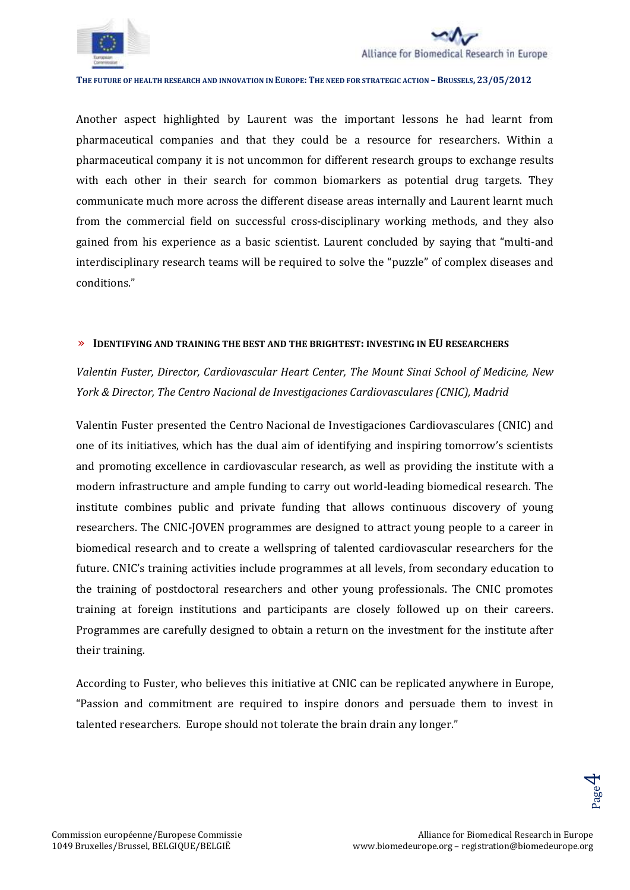Another aspect highlighted by Laurent was the important lessons he had learnt from pharmaceutical companies and that they could be a resource for researchers. Within a pharmaceutical company it is not uncommon for different research groups to exchange results with each other in their search for common biomarkers as potential drug targets. They communicate much more across the different disease areas internally and Laurent learnt much from the commercial field on successful cross-disciplinary working methods, and they also gained from his experience as a basic scientist. Laurent concluded by saying that "multi-and interdisciplinary research teams will be required to solve the "puzzle" of complex diseases and conditions."

## » IDENTIFYING AND TRAINING THE BEST AND THE BRIGHTEST: INVESTING IN EU RESEARCHERS

*Valentin Fuster, Director, Cardiovascular Heart Center, The Mount Sinai School of Medicine, New York & Director, The Centro Nacional de Investigaciones Cardiovasculares (CNIC), Madrid*

Valentin Fuster presented the Centro Nacional de Investigaciones Cardiovasculares (CNIC) and one of its initiatives, which has the dual aim of identifying and inspiring tomorrow's scientists and promoting excellence in cardiovascular research, as well as providing the institute with a modern infrastructure and ample funding to carry out world-leading biomedical research. The institute combines public and private funding that allows continuous discovery of young researchers. The CNIC-JOVEN programmes are designed to attract young people to a career in biomedical research and to create a wellspring of talented cardiovascular researchers for the future. CNIC's training activities include programmes at all levels, from secondary education to the training of postdoctoral researchers and other young professionals. The CNIC promotes training at foreign institutions and participants are closely followed up on their careers. Programmes are carefully designed to obtain a return on the investment for the institute after their training.

According to Fuster, who believes this initiative at CNIC can be replicated anywhere in Europe, "Passion and commitment are required to inspire donors and persuade them to invest in talented researchers. Europe should not tolerate the brain drain any longer."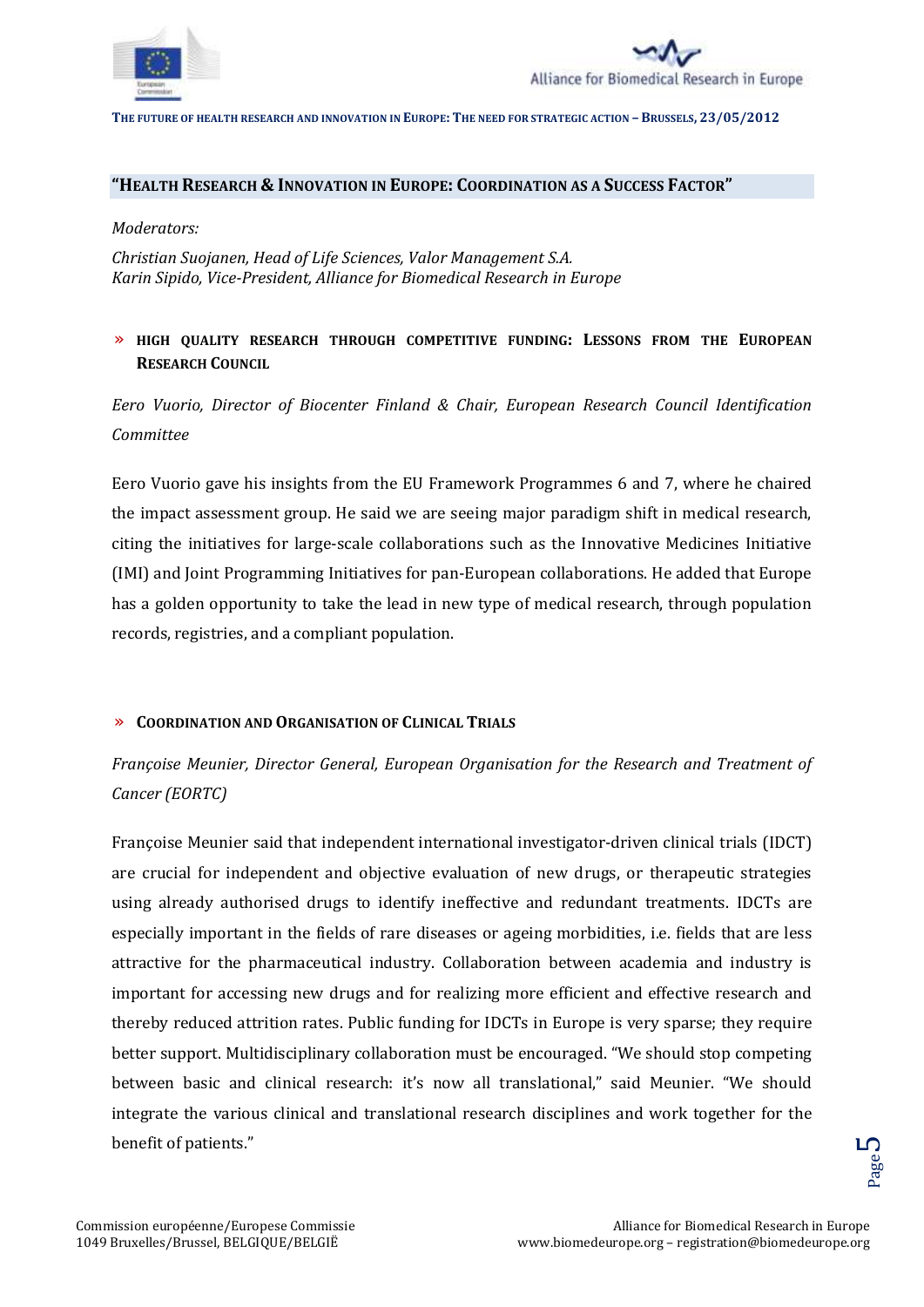## "Health Research & Innovation in Europe: Coordination as a Success Factor"

*Moderators:*

*Christian Suojanen, Head of Life Sciences, Valor Management S.A.*
*Karin Sipido, Vice-President, Alliance for Biomedical Research in Europe*

### » High quality research through competitive funding: Lessons from the European Research Council

*Eero Vuorio, Director of Biocenter Finland & Chair, European Research Council Identification Committee*

Eero Vuorio gave his insights from the EU Framework Programmes 6 and 7, where he chaired the impact assessment group. He said we are seeing major paradigm shift in medical research, citing the initiatives for large-scale collaborations such as the Innovative Medicines Initiative (IMI) and Joint Programming Initiatives for pan-European collaborations. He added that Europe has a golden opportunity to take the lead in new type of medical research, through population records, registries, and a compliant population.

### » Coordination and Organisation of Clinical Trials

*Françoise Meunier, Director General, European Organisation for the Research and Treatment of Cancer (EORTC)*

Françoise Meunier said that independent international investigator-driven clinical trials (IDCT) are crucial for independent and objective evaluation of new drugs, or therapeutic strategies using already authorised drugs to identify ineffective and redundant treatments. IDCTs are especially important in the fields of rare diseases or ageing morbidities, i.e. fields that are less attractive for the pharmaceutical industry. Collaboration between academia and industry is important for accessing new drugs and for realizing more efficient and effective research and thereby reduced attrition rates. Public funding for IDCTs in Europe is very sparse; they require better support. Multidisciplinary collaboration must be encouraged. "We should stop competing between basic and clinical research: it's now all translational," said Meunier. "We should integrate the various clinical and translational research disciplines and work together for the benefit of patients."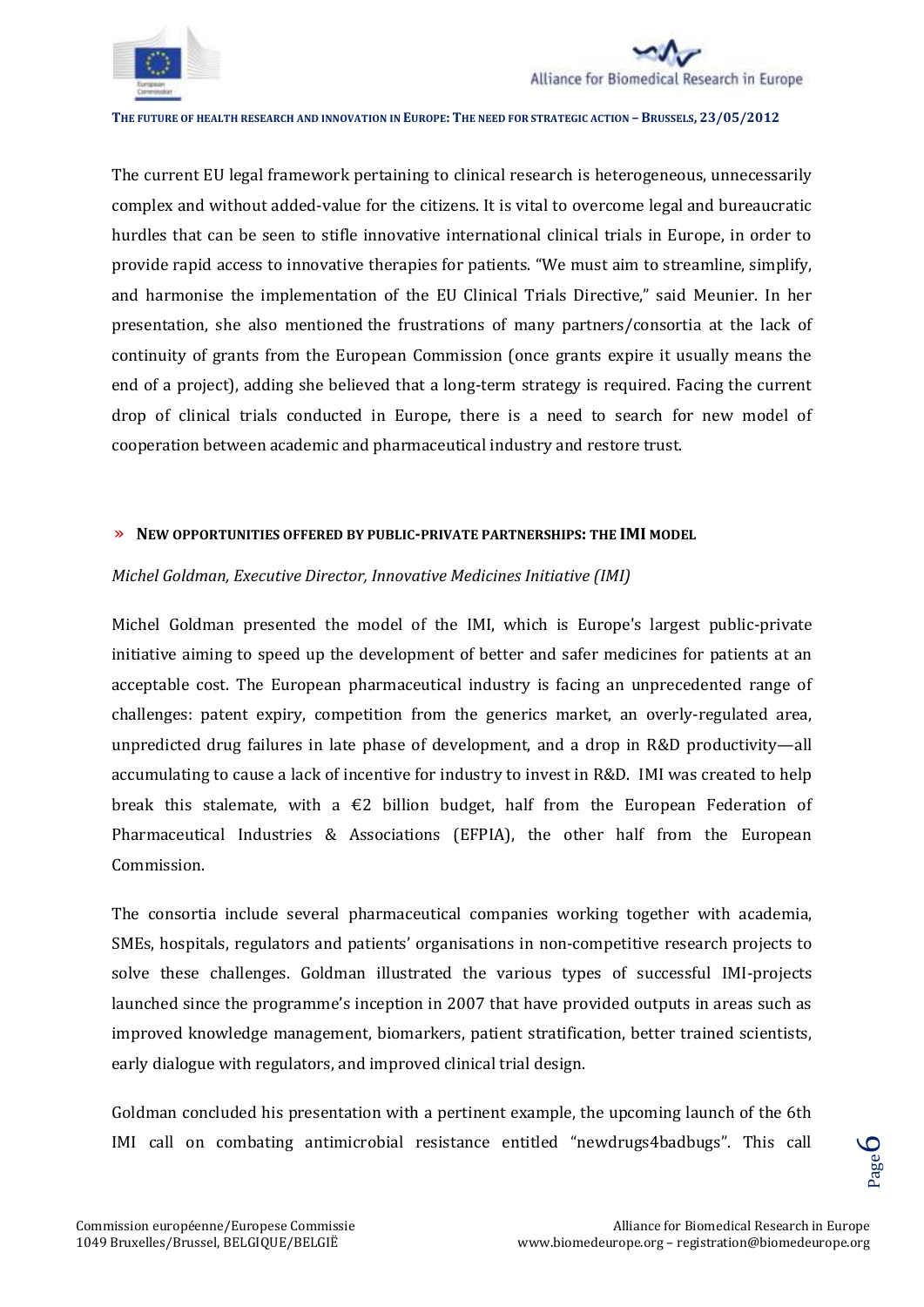The current EU legal framework pertaining to clinical research is heterogeneous, unnecessarily complex and without added-value for the citizens. It is vital to overcome legal and bureaucratic hurdles that can be seen to stifle innovative international clinical trials in Europe, in order to provide rapid access to innovative therapies for patients. "We must aim to streamline, simplify, and harmonise the implementation of the EU Clinical Trials Directive," said Meunier. In her presentation, she also mentioned the frustrations of many partners/consortia at the lack of continuity of grants from the European Commission (once grants expire it usually means the end of a project), adding she believed that a long-term strategy is required. Facing the current drop of clinical trials conducted in Europe, there is a need to search for new model of cooperation between academic and pharmaceutical industry and restore trust.

## » NEW OPPORTUNITIES OFFERED BY PUBLIC-PRIVATE PARTNERSHIPS: THE IMI MODEL

*Michel Goldman, Executive Director, Innovative Medicines Initiative (IMI)*

Michel Goldman presented the model of the IMI, which is Europe's largest public-private initiative aiming to speed up the development of better and safer medicines for patients at an acceptable cost. The European pharmaceutical industry is facing an unprecedented range of challenges: patent expiry, competition from the generics market, an overly-regulated area, unpredicted drug failures in late phase of development, and a drop in R&D productivity—all accumulating to cause a lack of incentive for industry to invest in R&D. IMI was created to help break this stalemate, with a €2 billion budget, half from the European Federation of Pharmaceutical Industries & Associations (EFPIA), the other half from the European Commission.

The consortia include several pharmaceutical companies working together with academia, SMEs, hospitals, regulators and patients' organisations in non-competitive research projects to solve these challenges. Goldman illustrated the various types of successful IMI-projects launched since the programme's inception in 2007 that have provided outputs in areas such as improved knowledge management, biomarkers, patient stratification, better trained scientists, early dialogue with regulators, and improved clinical trial design.

Goldman concluded his presentation with a pertinent example, the upcoming launch of the 6th IMI call on combating antimicrobial resistance entitled "newdrugs4badbugs". This call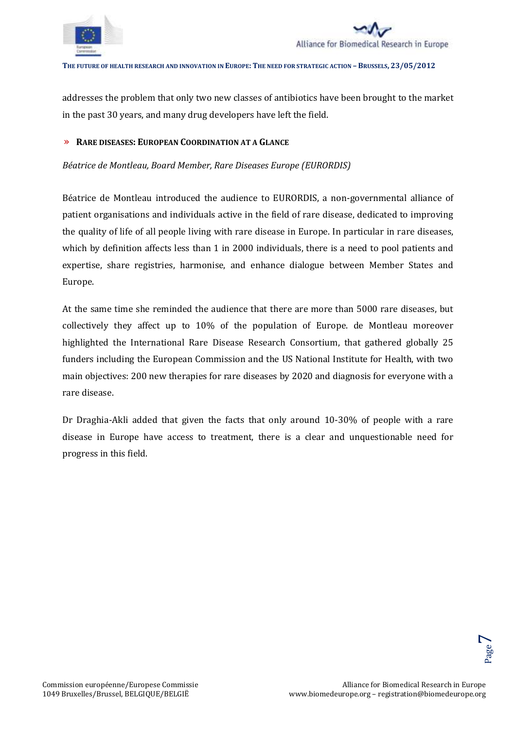addresses the problem that only two new classes of antibiotics have been brought to the market in the past 30 years, and many drug developers have left the field.

### » RARE DISEASES: EUROPEAN COORDINATION AT A GLANCE

*Béatrice de Montleau, Board Member, Rare Diseases Europe (EURORDIS)*

Béatrice de Montleau introduced the audience to EURORDIS, a non-governmental alliance of patient organisations and individuals active in the field of rare disease, dedicated to improving the quality of life of all people living with rare disease in Europe. In particular in rare diseases, which by definition affects less than 1 in 2000 individuals, there is a need to pool patients and expertise, share registries, harmonise, and enhance dialogue between Member States and Europe.

At the same time she reminded the audience that there are more than 5000 rare diseases, but collectively they affect up to 10% of the population of Europe. de Montleau moreover highlighted the International Rare Disease Research Consortium, that gathered globally 25 funders including the European Commission and the US National Institute for Health, with two main objectives: 200 new therapies for rare diseases by 2020 and diagnosis for everyone with a rare disease.

Dr Draghia-Akli added that given the facts that only around 10-30% of people with a rare disease in Europe have access to treatment, there is a clear and unquestionable need for progress in this field.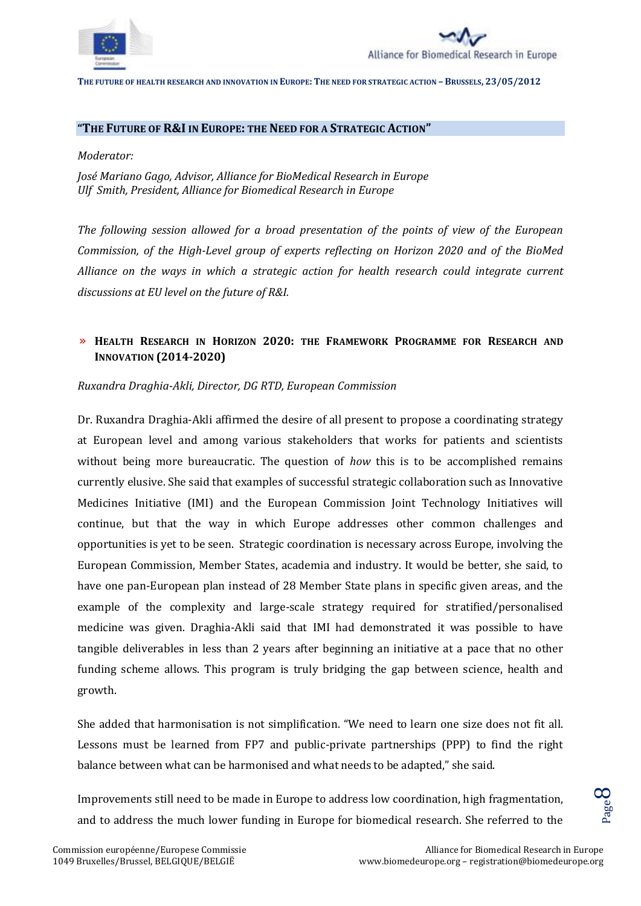## "THE FUTURE OF R&I IN EUROPE: THE NEED FOR A STRATEGIC ACTION"

*Moderator:*

*José Mariano Gago, Advisor, Alliance for BioMedical Research in Europe*
*Ulf Smith, President, Alliance for Biomedical Research in Europe*

*The following session allowed for a broad presentation of the points of view of the European Commission, of the High-Level group of experts reflecting on Horizon 2020 and of the BioMed Alliance on the ways in which a strategic action for health research could integrate current discussions at EU level on the future of R&I.*

### » HEALTH RESEARCH IN HORIZON 2020: THE FRAMEWORK PROGRAMME FOR RESEARCH AND INNOVATION (2014-2020)

*Ruxandra Draghia-Akli, Director, DG RTD, European Commission*

Dr. Ruxandra Draghia-Akli affirmed the desire of all present to propose a coordinating strategy at European level and among various stakeholders that works for patients and scientists without being more bureaucratic. The question of *how* this is to be accomplished remains currently elusive. She said that examples of successful strategic collaboration such as Innovative Medicines Initiative (IMI) and the European Commission Joint Technology Initiatives will continue, but that the way in which Europe addresses other common challenges and opportunities is yet to be seen. Strategic coordination is necessary across Europe, involving the European Commission, Member States, academia and industry. It would be better, she said, to have one pan-European plan instead of 28 Member State plans in specific given areas, and the example of the complexity and large-scale strategy required for stratified/personalised medicine was given. Draghia-Akli said that IMI had demonstrated it was possible to have tangible deliverables in less than 2 years after beginning an initiative at a pace that no other funding scheme allows. This program is truly bridging the gap between science, health and growth.

She added that harmonisation is not simplification. "We need to learn one size does not fit all. Lessons must be learned from FP7 and public-private partnerships (PPP) to find the right balance between what can be harmonised and what needs to be adapted," she said.

Improvements still need to be made in Europe to address low coordination, high fragmentation, and to address the much lower funding in Europe for biomedical research. She referred to the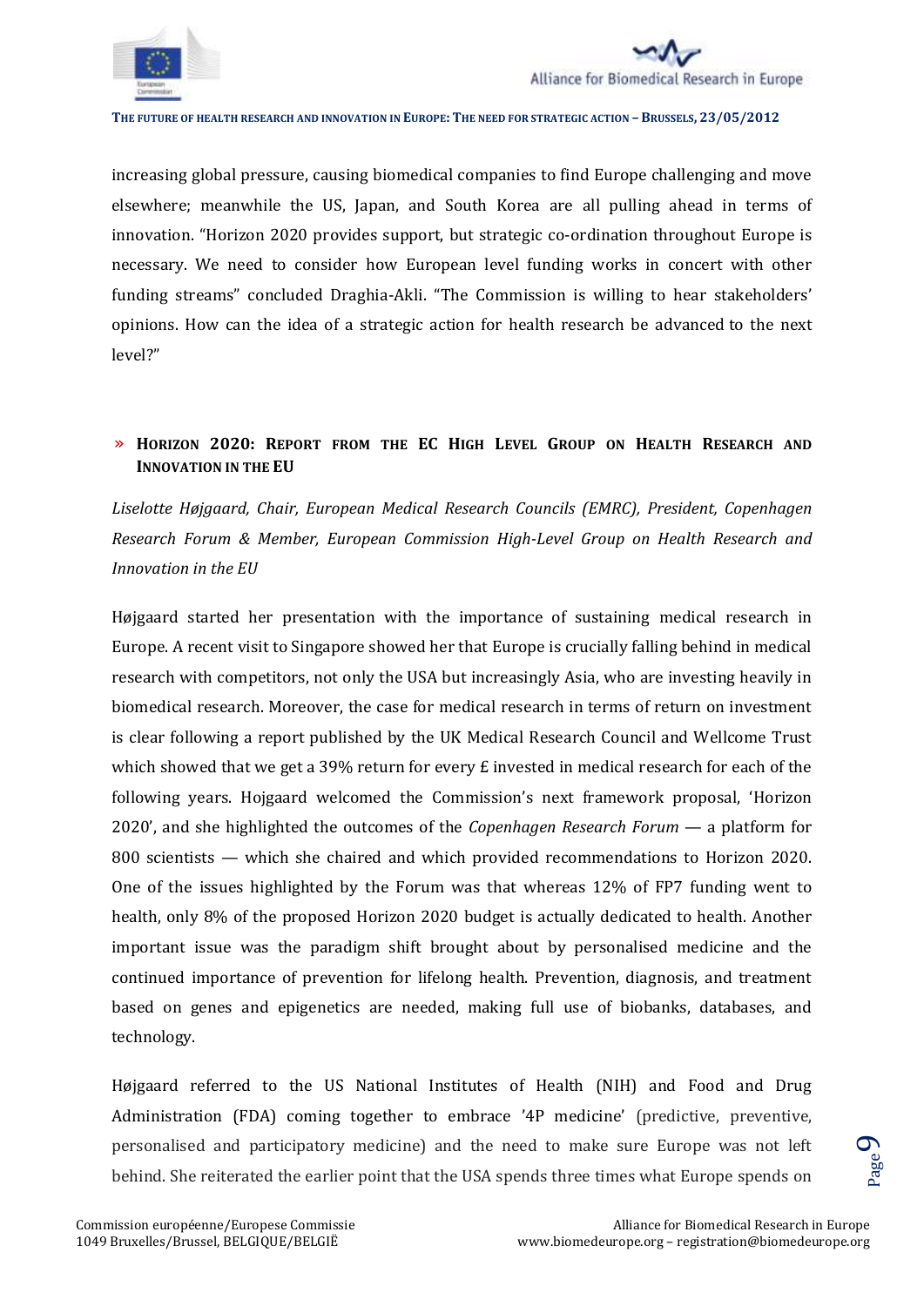increasing global pressure, causing biomedical companies to find Europe challenging and move elsewhere; meanwhile the US, Japan, and South Korea are all pulling ahead in terms of innovation. "Horizon 2020 provides support, but strategic co-ordination throughout Europe is necessary. We need to consider how European level funding works in concert with other funding streams" concluded Draghia-Akli. "The Commission is willing to hear stakeholders' opinions. How can the idea of a strategic action for health research be advanced to the next level?"

## » Horizon 2020: Report from the EC High Level Group on Health Research and Innovation in the EU

*Liselotte Højgaard, Chair, European Medical Research Councils (EMRC), President, Copenhagen Research Forum & Member, European Commission High-Level Group on Health Research and Innovation in the EU*

Højgaard started her presentation with the importance of sustaining medical research in Europe. A recent visit to Singapore showed her that Europe is crucially falling behind in medical research with competitors, not only the USA but increasingly Asia, who are investing heavily in biomedical research. Moreover, the case for medical research in terms of return on investment is clear following a report published by the UK Medical Research Council and Wellcome Trust which showed that we get a 39% return for every £ invested in medical research for each of the following years. Hojgaard welcomed the Commission's next framework proposal, 'Horizon 2020', and she highlighted the outcomes of the *Copenhagen Research Forum* — a platform for 800 scientists — which she chaired and which provided recommendations to Horizon 2020. One of the issues highlighted by the Forum was that whereas 12% of FP7 funding went to health, only 8% of the proposed Horizon 2020 budget is actually dedicated to health. Another important issue was the paradigm shift brought about by personalised medicine and the continued importance of prevention for lifelong health. Prevention, diagnosis, and treatment based on genes and epigenetics are needed, making full use of biobanks, databases, and technology.

Højgaard referred to the US National Institutes of Health (NIH) and Food and Drug Administration (FDA) coming together to embrace '4P medicine' (predictive, preventive, personalised and participatory medicine) and the need to make sure Europe was not left behind. She reiterated the earlier point that the USA spends three times what Europe spends on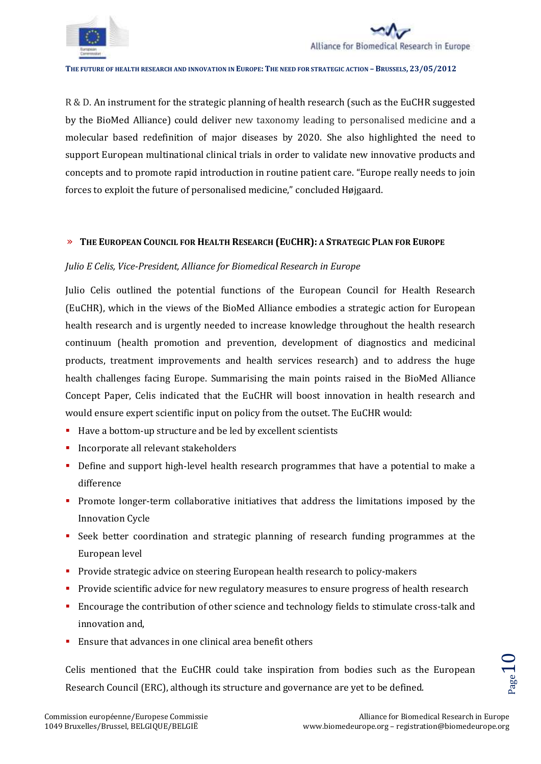R & D. An instrument for the strategic planning of health research (such as the EuCHR suggested by the BioMed Alliance) could deliver new taxonomy leading to personalised medicine and a molecular based redefinition of major diseases by 2020. She also highlighted the need to support European multinational clinical trials in order to validate new innovative products and concepts and to promote rapid introduction in routine patient care. "Europe really needs to join forces to exploit the future of personalised medicine," concluded Højgaard.

## » The European Council for Health Research (EuCHR): a Strategic Plan for Europe

*Julio E Celis, Vice-President, Alliance for Biomedical Research in Europe*

Julio Celis outlined the potential functions of the European Council for Health Research (EuCHR), which in the views of the BioMed Alliance embodies a strategic action for European health research and is urgently needed to increase knowledge throughout the health research continuum (health promotion and prevention, development of diagnostics and medicinal products, treatment improvements and health services research) and to address the huge health challenges facing Europe. Summarising the main points raised in the BioMed Alliance Concept Paper, Celis indicated that the EuCHR will boost innovation in health research and would ensure expert scientific input on policy from the outset. The EuCHR would:

- Have a bottom-up structure and be led by excellent scientists
- Incorporate all relevant stakeholders
- Define and support high-level health research programmes that have a potential to make a difference
- Promote longer-term collaborative initiatives that address the limitations imposed by the Innovation Cycle
- Seek better coordination and strategic planning of research funding programmes at the European level
- Provide strategic advice on steering European health research to policy-makers
- Provide scientific advice for new regulatory measures to ensure progress of health research
- Encourage the contribution of other science and technology fields to stimulate cross-talk and innovation and,
- Ensure that advances in one clinical area benefit others

Celis mentioned that the EuCHR could take inspiration from bodies such as the European Research Council (ERC), although its structure and governance are yet to be defined.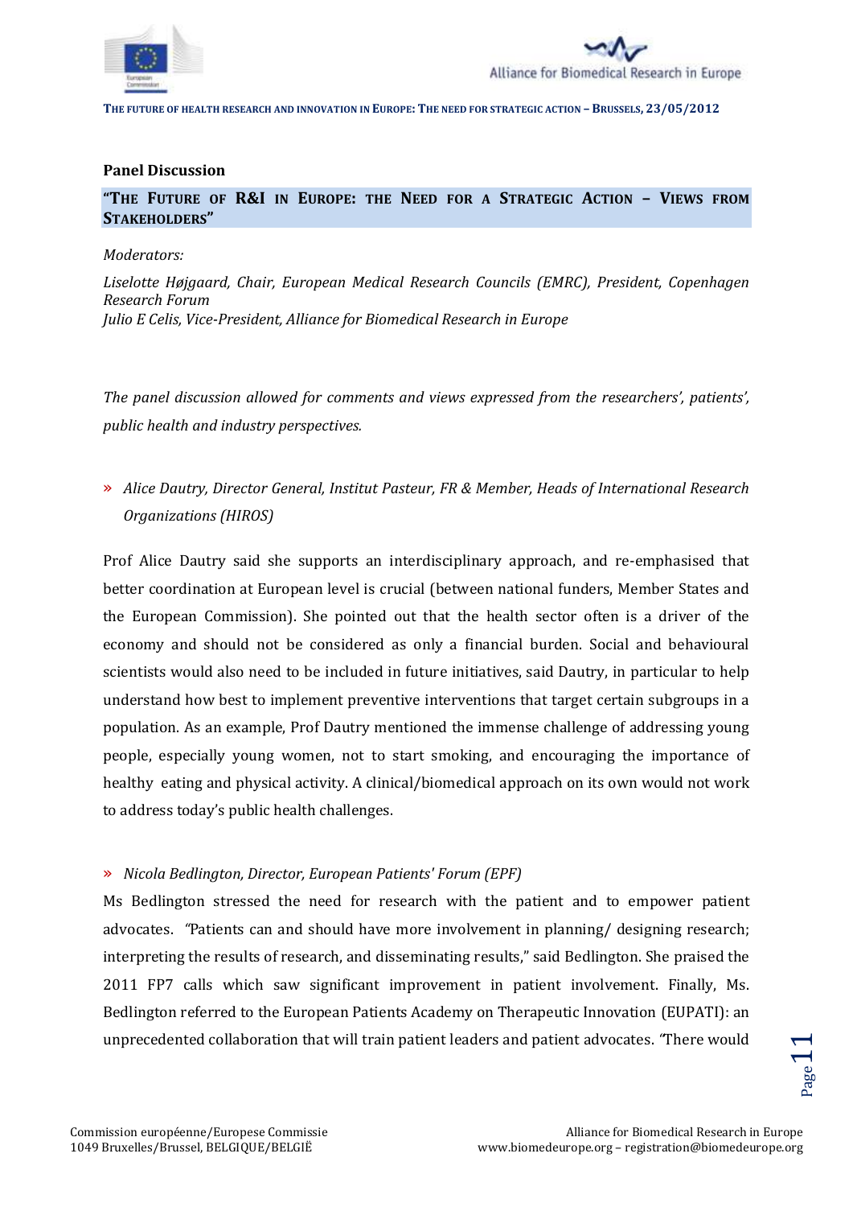**Panel Discussion**

## "The Future of R&I in Europe: the Need for a Strategic Action – Views from Stakeholders"

*Moderators:*

*Liselotte Højgaard, Chair, European Medical Research Councils (EMRC), President, Copenhagen Research Forum*
*Julio E Celis, Vice-President, Alliance for Biomedical Research in Europe*

*The panel discussion allowed for comments and views expressed from the researchers', patients', public health and industry perspectives.*

» *Alice Dautry, Director General, Institut Pasteur, FR & Member, Heads of International Research Organizations (HIROS)*

Prof Alice Dautry said she supports an interdisciplinary approach, and re-emphasised that better coordination at European level is crucial (between national funders, Member States and the European Commission). She pointed out that the health sector often is a driver of the economy and should not be considered as only a financial burden. Social and behavioural scientists would also need to be included in future initiatives, said Dautry, in particular to help understand how best to implement preventive interventions that target certain subgroups in a population. As an example, Prof Dautry mentioned the immense challenge of addressing young people, especially young women, not to start smoking, and encouraging the importance of healthy eating and physical activity. A clinical/biomedical approach on its own would not work to address today's public health challenges.

» *Nicola Bedlington, Director, European Patients' Forum (EPF)*

Ms Bedlington stressed the need for research with the patient and to empower patient advocates. "Patients can and should have more involvement in planning/ designing research; interpreting the results of research, and disseminating results," said Bedlington. She praised the 2011 FP7 calls which saw significant improvement in patient involvement. Finally, Ms. Bedlington referred to the European Patients Academy on Therapeutic Innovation (EUPATI): an unprecedented collaboration that will train patient leaders and patient advocates. "There would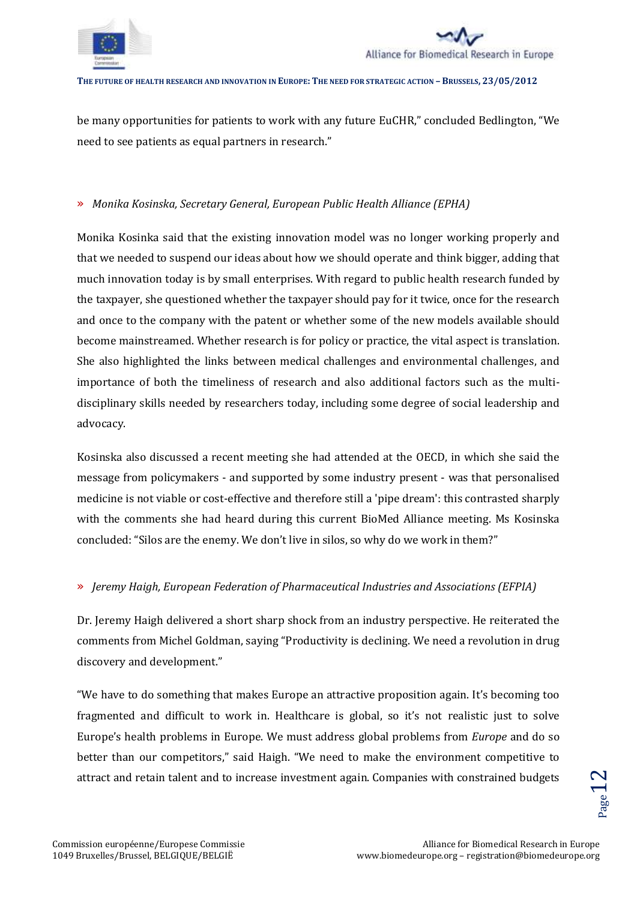be many opportunities for patients to work with any future EuCHR," concluded Bedlington, "We need to see patients as equal partners in research."

» *Monika Kosinska, Secretary General, European Public Health Alliance (EPHA)*

Monika Kosinka said that the existing innovation model was no longer working properly and that we needed to suspend our ideas about how we should operate and think bigger, adding that much innovation today is by small enterprises. With regard to public health research funded by the taxpayer, she questioned whether the taxpayer should pay for it twice, once for the research and once to the company with the patent or whether some of the new models available should become mainstreamed. Whether research is for policy or practice, the vital aspect is translation. She also highlighted the links between medical challenges and environmental challenges, and importance of both the timeliness of research and also additional factors such as the multi-disciplinary skills needed by researchers today, including some degree of social leadership and advocacy.

Kosinska also discussed a recent meeting she had attended at the OECD, in which she said the message from policymakers - and supported by some industry present - was that personalised medicine is not viable or cost-effective and therefore still a 'pipe dream': this contrasted sharply with the comments she had heard during this current BioMed Alliance meeting. Ms Kosinska concluded: "Silos are the enemy. We don't live in silos, so why do we work in them?"

» *Jeremy Haigh, European Federation of Pharmaceutical Industries and Associations (EFPIA)*

Dr. Jeremy Haigh delivered a short sharp shock from an industry perspective. He reiterated the comments from Michel Goldman, saying "Productivity is declining. We need a revolution in drug discovery and development."

"We have to do something that makes Europe an attractive proposition again. It's becoming too fragmented and difficult to work in. Healthcare is global, so it's not realistic just to solve Europe's health problems in Europe. We must address global problems from *Europe* and do so better than our competitors," said Haigh. "We need to make the environment competitive to attract and retain talent and to increase investment again. Companies with constrained budgets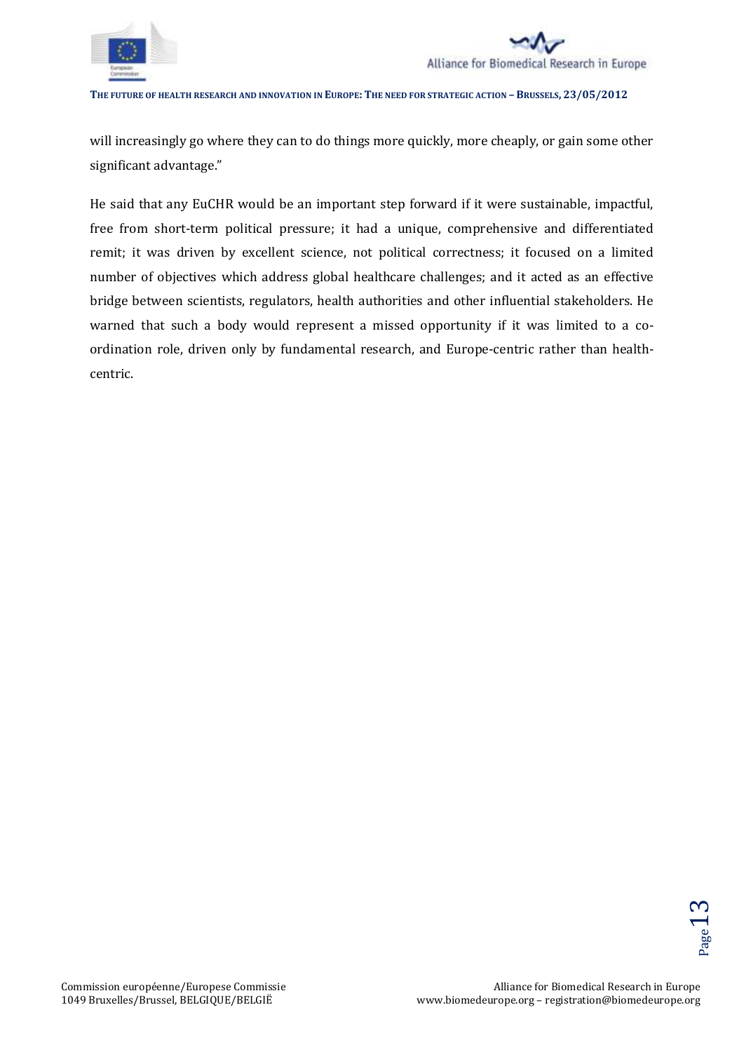will increasingly go where they can to do things more quickly, more cheaply, or gain some other significant advantage."

He said that any EuCHR would be an important step forward if it were sustainable, impactful, free from short-term political pressure; it had a unique, comprehensive and differentiated remit; it was driven by excellent science, not political correctness; it focused on a limited number of objectives which address global healthcare challenges; and it acted as an effective bridge between scientists, regulators, health authorities and other influential stakeholders. He warned that such a body would represent a missed opportunity if it was limited to a co-ordination role, driven only by fundamental research, and Europe-centric rather than health-centric.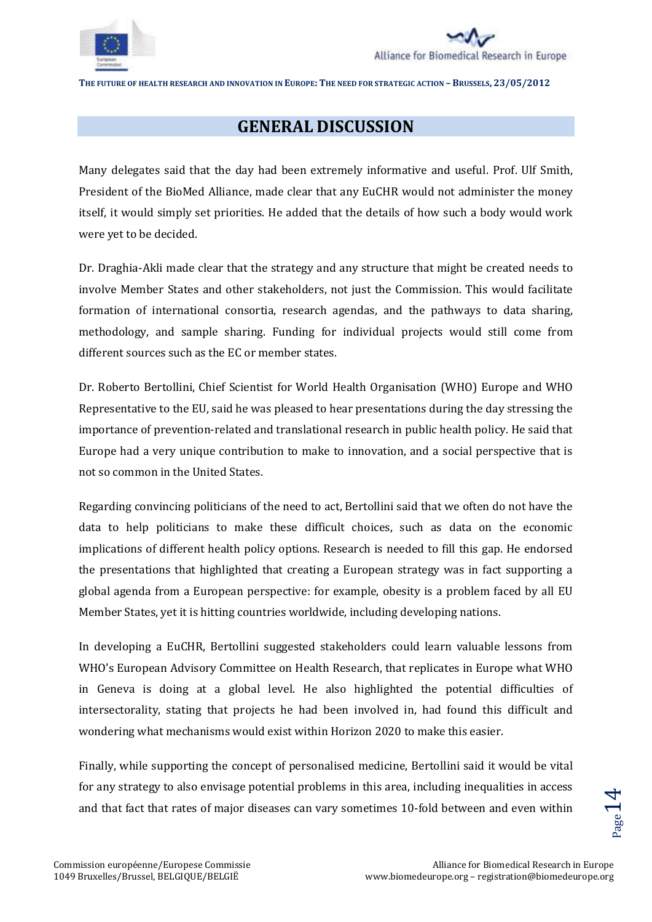## GENERAL DISCUSSION

Many delegates said that the day had been extremely informative and useful. Prof. Ulf Smith, President of the BioMed Alliance, made clear that any EuCHR would not administer the money itself, it would simply set priorities. He added that the details of how such a body would work were yet to be decided.

Dr. Draghia-Akli made clear that the strategy and any structure that might be created needs to involve Member States and other stakeholders, not just the Commission. This would facilitate formation of international consortia, research agendas, and the pathways to data sharing, methodology, and sample sharing. Funding for individual projects would still come from different sources such as the EC or member states.

Dr. Roberto Bertollini, Chief Scientist for World Health Organisation (WHO) Europe and WHO Representative to the EU, said he was pleased to hear presentations during the day stressing the importance of prevention-related and translational research in public health policy. He said that Europe had a very unique contribution to make to innovation, and a social perspective that is not so common in the United States.

Regarding convincing politicians of the need to act, Bertollini said that we often do not have the data to help politicians to make these difficult choices, such as data on the economic implications of different health policy options. Research is needed to fill this gap. He endorsed the presentations that highlighted that creating a European strategy was in fact supporting a global agenda from a European perspective: for example, obesity is a problem faced by all EU Member States, yet it is hitting countries worldwide, including developing nations.

In developing a EuCHR, Bertollini suggested stakeholders could learn valuable lessons from WHO's European Advisory Committee on Health Research, that replicates in Europe what WHO in Geneva is doing at a global level. He also highlighted the potential difficulties of intersectorality, stating that projects he had been involved in, had found this difficult and wondering what mechanisms would exist within Horizon 2020 to make this easier.

Finally, while supporting the concept of personalised medicine, Bertollini said it would be vital for any strategy to also envisage potential problems in this area, including inequalities in access and that fact that rates of major diseases can vary sometimes 10-fold between and even within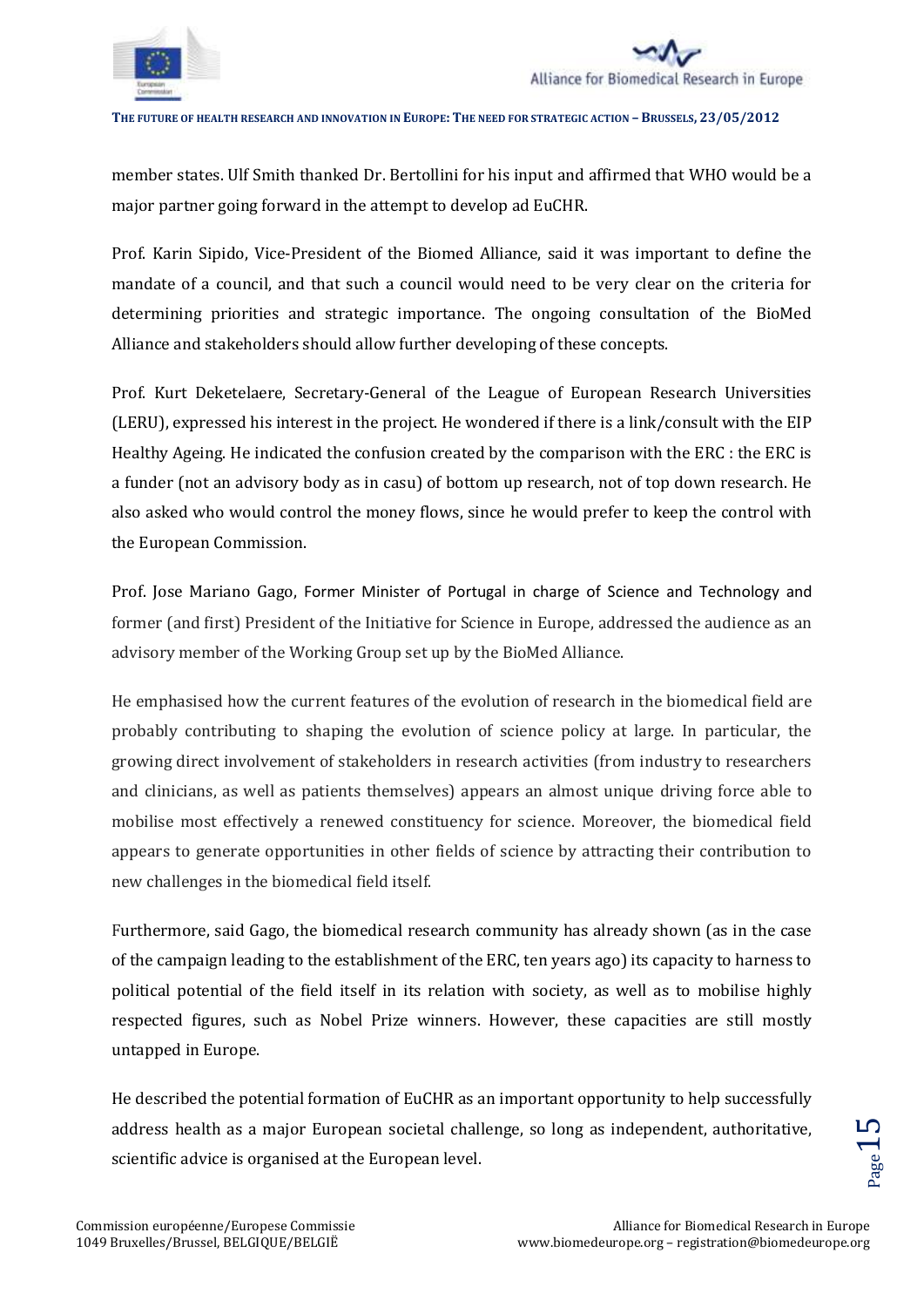member states. Ulf Smith thanked Dr. Bertollini for his input and affirmed that WHO would be a major partner going forward in the attempt to develop ad EuCHR.

Prof. Karin Sipido, Vice-President of the Biomed Alliance, said it was important to define the mandate of a council, and that such a council would need to be very clear on the criteria for determining priorities and strategic importance. The ongoing consultation of the BioMed Alliance and stakeholders should allow further developing of these concepts.

Prof. Kurt Deketelaere, Secretary-General of the League of European Research Universities (LERU), expressed his interest in the project. He wondered if there is a link/consult with the EIP Healthy Ageing. He indicated the confusion created by the comparison with the ERC : the ERC is a funder (not an advisory body as in casu) of bottom up research, not of top down research. He also asked who would control the money flows, since he would prefer to keep the control with the European Commission.

Prof. Jose Mariano Gago, Former Minister of Portugal in charge of Science and Technology and former (and first) President of the Initiative for Science in Europe, addressed the audience as an advisory member of the Working Group set up by the BioMed Alliance.

He emphasised how the current features of the evolution of research in the biomedical field are probably contributing to shaping the evolution of science policy at large. In particular, the growing direct involvement of stakeholders in research activities (from industry to researchers and clinicians, as well as patients themselves) appears an almost unique driving force able to mobilise most effectively a renewed constituency for science. Moreover, the biomedical field appears to generate opportunities in other fields of science by attracting their contribution to new challenges in the biomedical field itself.

Furthermore, said Gago, the biomedical research community has already shown (as in the case of the campaign leading to the establishment of the ERC, ten years ago) its capacity to harness to political potential of the field itself in its relation with society, as well as to mobilise highly respected figures, such as Nobel Prize winners. However, these capacities are still mostly untapped in Europe.

He described the potential formation of EuCHR as an important opportunity to help successfully address health as a major European societal challenge, so long as independent, authoritative, scientific advice is organised at the European level.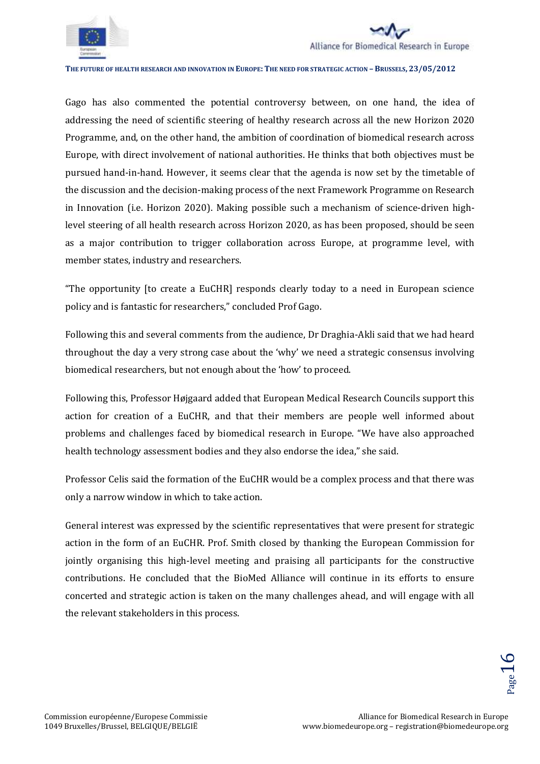Gago has also commented the potential controversy between, on one hand, the idea of addressing the need of scientific steering of healthy research across all the new Horizon 2020 Programme, and, on the other hand, the ambition of coordination of biomedical research across Europe, with direct involvement of national authorities. He thinks that both objectives must be pursued hand-in-hand. However, it seems clear that the agenda is now set by the timetable of the discussion and the decision-making process of the next Framework Programme on Research in Innovation (i.e. Horizon 2020). Making possible such a mechanism of science-driven high-level steering of all health research across Horizon 2020, as has been proposed, should be seen as a major contribution to trigger collaboration across Europe, at programme level, with member states, industry and researchers.

"The opportunity [to create a EuCHR] responds clearly today to a need in European science policy and is fantastic for researchers," concluded Prof Gago.

Following this and several comments from the audience, Dr Draghia-Akli said that we had heard throughout the day a very strong case about the 'why' we need a strategic consensus involving biomedical researchers, but not enough about the 'how' to proceed.

Following this, Professor Højgaard added that European Medical Research Councils support this action for creation of a EuCHR, and that their members are people well informed about problems and challenges faced by biomedical research in Europe. "We have also approached health technology assessment bodies and they also endorse the idea," she said.

Professor Celis said the formation of the EuCHR would be a complex process and that there was only a narrow window in which to take action.

General interest was expressed by the scientific representatives that were present for strategic action in the form of an EuCHR. Prof. Smith closed by thanking the European Commission for jointly organising this high-level meeting and praising all participants for the constructive contributions. He concluded that the BioMed Alliance will continue in its efforts to ensure concerted and strategic action is taken on the many challenges ahead, and will engage with all the relevant stakeholders in this process.